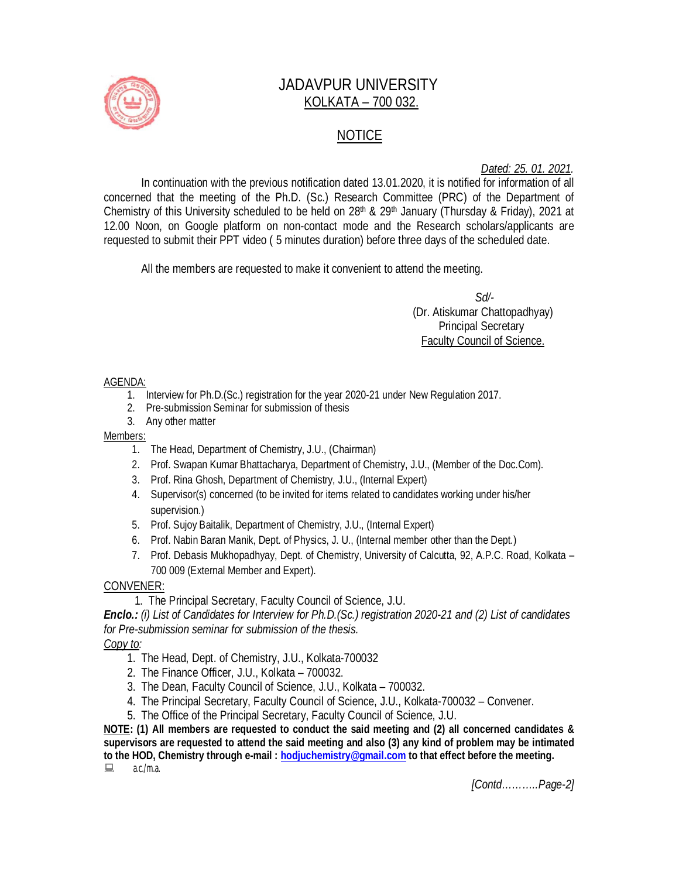# JADAVPUR UNIVERSITY
## KOLKATA – 700 032.

## NOTICE

*Dated: 25. 01. 2021.*

In continuation with the previous notification dated 13.01.2020, it is notified for information of all concerned that the meeting of the Ph.D. (Sc.) Research Committee (PRC) of the Department of Chemistry of this University scheduled to be held on 28th & 29th January (Thursday & Friday), 2021 at 12.00 Noon, on Google platform on non-contact mode and the Research scholars/applicants are requested to submit their PPT video ( 5 minutes duration) before three days of the scheduled date.

All the members are requested to make it convenient to attend the meeting.

*Sd/-*
(Dr. Atiskumar Chattopadhyay)
Principal Secretary
Faculty Council of Science.

AGENDA:

1. Interview for Ph.D.(Sc.) registration for the year 2020-21 under New Regulation 2017.
2. Pre-submission Seminar for submission of thesis
3. Any other matter

Members:

1. The Head, Department of Chemistry, J.U., (Chairman)
2. Prof. Swapan Kumar Bhattacharya, Department of Chemistry, J.U., (Member of the Doc.Com).
3. Prof. Rina Ghosh, Department of Chemistry, J.U., (Internal Expert)
4. Supervisor(s) concerned (to be invited for items related to candidates working under his/her supervision.)
5. Prof. Sujoy Baitalik, Department of Chemistry, J.U., (Internal Expert)
6. Prof. Nabin Baran Manik, Dept. of Physics, J. U., (Internal member other than the Dept.)
7. Prof. Debasis Mukhopadhyay, Dept. of Chemistry, University of Calcutta, 92, A.P.C. Road, Kolkata – 700 009 (External Member and Expert).

CONVENER:

1. The Principal Secretary, Faculty Council of Science, J.U.

***Enclo.:*** *(i) List of Candidates for Interview for Ph.D.(Sc.) registration 2020-21 and (2) List of candidates for Pre-submission seminar for submission of the thesis.*

*Copy to:*

1. The Head, Dept. of Chemistry, J.U., Kolkata-700032
2. The Finance Officer, J.U., Kolkata – 700032.
3. The Dean, Faculty Council of Science, J.U., Kolkata – 700032.
4. The Principal Secretary, Faculty Council of Science, J.U., Kolkata-700032 – Convener.
5. The Office of the Principal Secretary, Faculty Council of Science, J.U.

**NOTE: (1) All members are requested to conduct the said meeting and (2) all concerned candidates & supervisors are requested to attend the said meeting and also (3) any kind of problem may be intimated to the HOD, Chemistry through e-mail : hodjuchemistry@gmail.com to that effect before the meeting.**

a.c./m.a.

*[Contd………..Page-2]*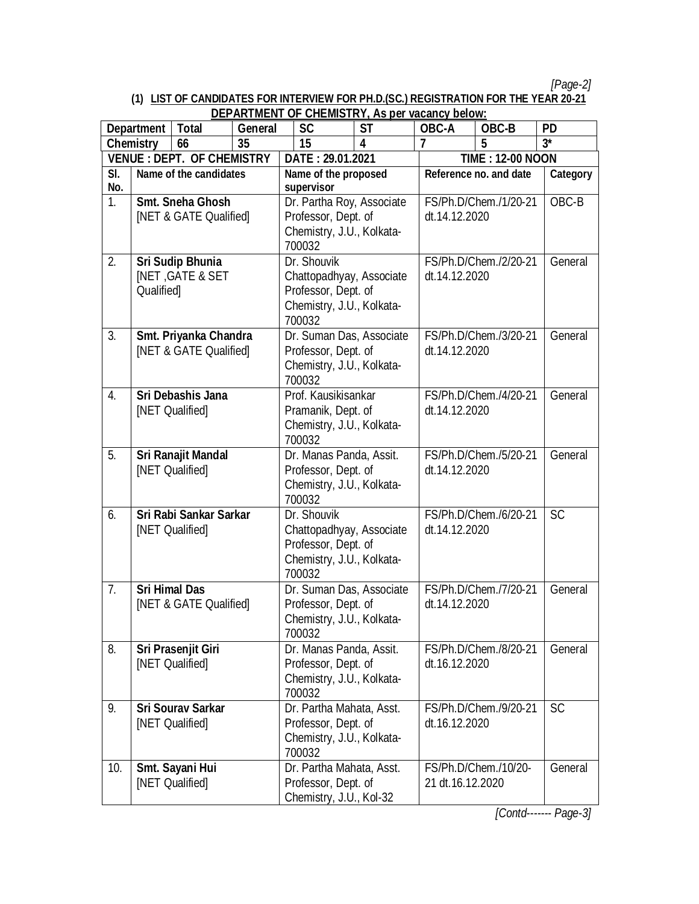**(1) LIST OF CANDIDATES FOR INTERVIEW FOR PH.D.(SC.) REGISTRATION FOR THE YEAR 20-21 DEPARTMENT OF CHEMISTRY, As per vacancy below:**

| Department | Total | General | SC | ST | OBC-A | OBC-B | PD |
|---|---|---|---|---|---|---|---|
| Chemistry | 66 | 35 | 15 | 4 | 7 | 5 | 3* |

**VENUE : DEPT. OF CHEMISTRY** | **DATE : 29.01.2021** | **TIME : 12-00 NOON**

| Sl. No. | Name of the candidates | Name of the proposed supervisor | Reference no. and date | Category |
|---|---|---|---|---|
| 1. | **Smt. Sneha Ghosh** [NET & GATE Qualified] | Dr. Partha Roy, Associate Professor, Dept. of Chemistry, J.U., Kolkata-700032 | FS/Ph.D/Chem./1/20-21 dt.14.12.2020 | OBC-B |
| 2. | **Sri Sudip Bhunia** [NET ,GATE & SET Qualified] | Dr. Shouvik Chattopadhyay, Associate Professor, Dept. of Chemistry, J.U., Kolkata-700032 | FS/Ph.D/Chem./2/20-21 dt.14.12.2020 | General |
| 3. | **Smt. Priyanka Chandra** [NET & GATE Qualified] | Dr. Suman Das, Associate Professor, Dept. of Chemistry, J.U., Kolkata-700032 | FS/Ph.D/Chem./3/20-21 dt.14.12.2020 | General |
| 4. | **Sri Debashis Jana** [NET Qualified] | Prof. Kausikisankar Pramanik, Dept. of Chemistry, J.U., Kolkata-700032 | FS/Ph.D/Chem./4/20-21 dt.14.12.2020 | General |
| 5. | **Sri Ranajit Mandal** [NET Qualified] | Dr. Manas Panda, Assit. Professor, Dept. of Chemistry, J.U., Kolkata-700032 | FS/Ph.D/Chem./5/20-21 dt.14.12.2020 | General |
| 6. | **Sri Rabi Sankar Sarkar** [NET Qualified] | Dr. Shouvik Chattopadhyay, Associate Professor, Dept. of Chemistry, J.U., Kolkata-700032 | FS/Ph.D/Chem./6/20-21 dt.14.12.2020 | SC |
| 7. | **Sri Himal Das** [NET & GATE Qualified] | Dr. Suman Das, Associate Professor, Dept. of Chemistry, J.U., Kolkata-700032 | FS/Ph.D/Chem./7/20-21 dt.14.12.2020 | General |
| 8. | **Sri Prasenjit Giri** [NET Qualified] | Dr. Manas Panda, Assit. Professor, Dept. of Chemistry, J.U., Kolkata-700032 | FS/Ph.D/Chem./8/20-21 dt.16.12.2020 | General |
| 9. | **Sri Sourav Sarkar** [NET Qualified] | Dr. Partha Mahata, Asst. Professor, Dept. of Chemistry, J.U., Kolkata-700032 | FS/Ph.D/Chem./9/20-21 dt.16.12.2020 | SC |
| 10. | **Smt. Sayani Hui** [NET Qualified] | Dr. Partha Mahata, Asst. Professor, Dept. of Chemistry, J.U., Kol-32 | FS/Ph.D/Chem./10/20-21 dt.16.12.2020 | General |

*[Contd------- Page-3]*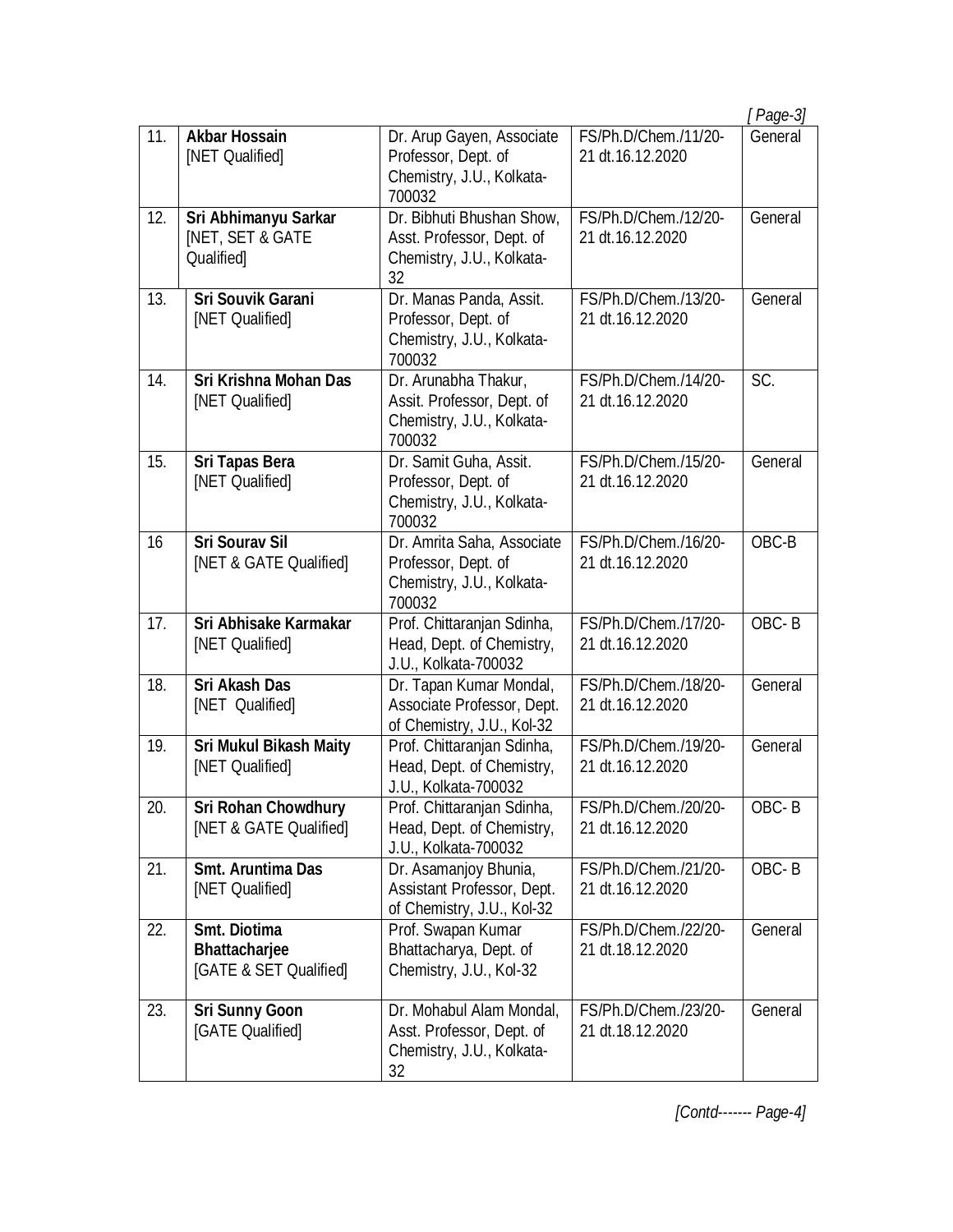| 11. | **Akbar Hossain** [NET Qualified] | Dr. Arup Gayen, Associate Professor, Dept. of Chemistry, J.U., Kolkata-700032 | FS/Ph.D/Chem./11/20-21 dt.16.12.2020 | General |
|---|---|---|---|---|
| 12. | **Sri Abhimanyu Sarkar** [NET, SET & GATE Qualified] | Dr. Bibhuti Bhushan Show, Asst. Professor, Dept. of Chemistry, J.U., Kolkata-32 | FS/Ph.D/Chem./12/20-21 dt.16.12.2020 | General |
| 13. | **Sri Souvik Garani** [NET Qualified] | Dr. Manas Panda, Assit. Professor, Dept. of Chemistry, J.U., Kolkata-700032 | FS/Ph.D/Chem./13/20-21 dt.16.12.2020 | General |
| 14. | **Sri Krishna Mohan Das** [NET Qualified] | Dr. Arunabha Thakur, Assit. Professor, Dept. of Chemistry, J.U., Kolkata-700032 | FS/Ph.D/Chem./14/20-21 dt.16.12.2020 | SC. |
| 15. | **Sri Tapas Bera** [NET Qualified] | Dr. Samit Guha, Assit. Professor, Dept. of Chemistry, J.U., Kolkata-700032 | FS/Ph.D/Chem./15/20-21 dt.16.12.2020 | General |
| 16 | **Sri Sourav Sil** [NET & GATE Qualified] | Dr. Amrita Saha, Associate Professor, Dept. of Chemistry, J.U., Kolkata-700032 | FS/Ph.D/Chem./16/20-21 dt.16.12.2020 | OBC-B |
| 17. | **Sri Abhisake Karmakar** [NET Qualified] | Prof. Chittaranjan Sdinha, Head, Dept. of Chemistry, J.U., Kolkata-700032 | FS/Ph.D/Chem./17/20-21 dt.16.12.2020 | OBC- B |
| 18. | **Sri Akash Das** [NET Qualified] | Dr. Tapan Kumar Mondal, Associate Professor, Dept. of Chemistry, J.U., Kol-32 | FS/Ph.D/Chem./18/20-21 dt.16.12.2020 | General |
| 19. | **Sri Mukul Bikash Maity** [NET Qualified] | Prof. Chittaranjan Sdinha, Head, Dept. of Chemistry, J.U., Kolkata-700032 | FS/Ph.D/Chem./19/20-21 dt.16.12.2020 | General |
| 20. | **Sri Rohan Chowdhury** [NET & GATE Qualified] | Prof. Chittaranjan Sdinha, Head, Dept. of Chemistry, J.U., Kolkata-700032 | FS/Ph.D/Chem./20/20-21 dt.16.12.2020 | OBC- B |
| 21. | **Smt. Aruntima Das** [NET Qualified] | Dr. Asamanjoy Bhunia, Assistant Professor, Dept. of Chemistry, J.U., Kol-32 | FS/Ph.D/Chem./21/20-21 dt.16.12.2020 | OBC- B |
| 22. | **Smt. Diotima Bhattacharjee** [GATE & SET Qualified] | Prof. Swapan Kumar Bhattacharya, Dept. of Chemistry, J.U., Kol-32 | FS/Ph.D/Chem./22/20-21 dt.18.12.2020 | General |
| 23. | **Sri Sunny Goon** [GATE Qualified] | Dr. Mohabul Alam Mondal, Asst. Professor, Dept. of Chemistry, J.U., Kolkata-32 | FS/Ph.D/Chem./23/20-21 dt.18.12.2020 | General |

*[Contd------- Page-4]*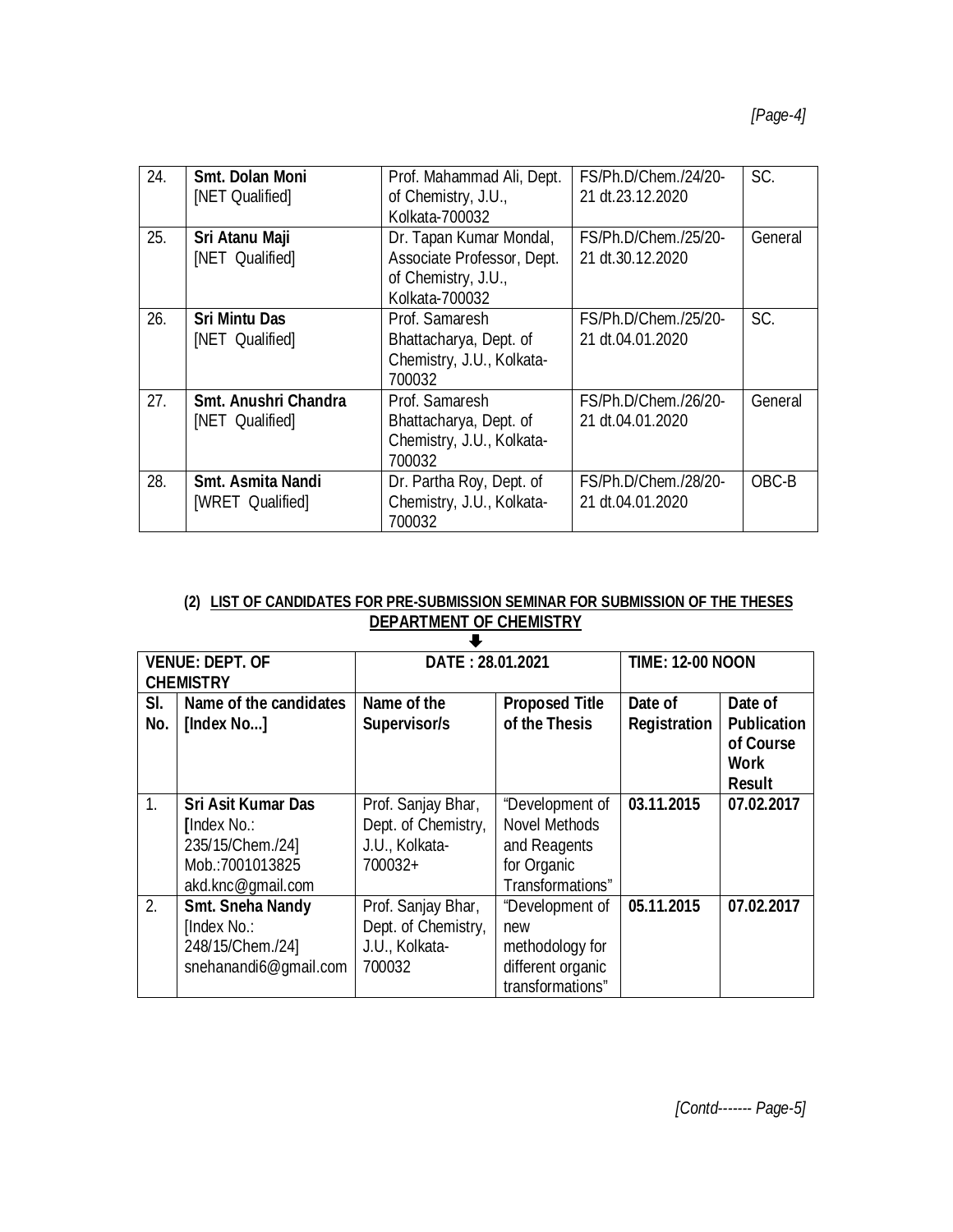| 24. | **Smt. Dolan Moni** [NET Qualified] | Prof. Mahammad Ali, Dept. of Chemistry, J.U., Kolkata-700032 | FS/Ph.D/Chem./24/20-21 dt.23.12.2020 | SC. |
|---|---|---|---|---|
| 25. | **Sri Atanu Maji** [NET Qualified] | Dr. Tapan Kumar Mondal, Associate Professor, Dept. of Chemistry, J.U., Kolkata-700032 | FS/Ph.D/Chem./25/20-21 dt.30.12.2020 | General |
| 26. | **Sri Mintu Das** [NET Qualified] | Prof. Samaresh Bhattacharya, Dept. of Chemistry, J.U., Kolkata-700032 | FS/Ph.D/Chem./25/20-21 dt.04.01.2020 | SC. |
| 27. | **Smt. Anushri Chandra** [NET Qualified] | Prof. Samaresh Bhattacharya, Dept. of Chemistry, J.U., Kolkata-700032 | FS/Ph.D/Chem./26/20-21 dt.04.01.2020 | General |
| 28. | **Smt. Asmita Nandi** [WRET Qualified] | Dr. Partha Roy, Dept. of Chemistry, J.U., Kolkata-700032 | FS/Ph.D/Chem./28/20-21 dt.04.01.2020 | OBC-B |

**(2) LIST OF CANDIDATES FOR PRE-SUBMISSION SEMINAR FOR SUBMISSION OF THE THESES**

**DEPARTMENT OF CHEMISTRY**

| **VENUE: DEPT. OF CHEMISTRY** | | **DATE : 28.01.2021** | | **TIME: 12-00 NOON** | |
|---|---|---|---|---|---|
| **Sl. No.** | **Name of the candidates [Index No...]** | **Name of the Supervisor/s** | **Proposed Title of the Thesis** | **Date of Registration** | **Date of Publication of Course Work Result** |
| 1. | **Sri Asit Kumar Das** [Index No.: 235/15/Chem./24] Mob.:7001013825 akd.knc@gmail.com | Prof. Sanjay Bhar, Dept. of Chemistry, J.U., Kolkata-700032+ | "Development of Novel Methods and Reagents for Organic Transformations" | **03.11.2015** | **07.02.2017** |
| 2. | **Smt. Sneha Nandy** [Index No.: 248/15/Chem./24] snehanandi6@gmail.com | Prof. Sanjay Bhar, Dept. of Chemistry, J.U., Kolkata-700032 | "Development of new methodology for different organic transformations" | **05.11.2015** | **07.02.2017** |

*[Contd------- Page-5]*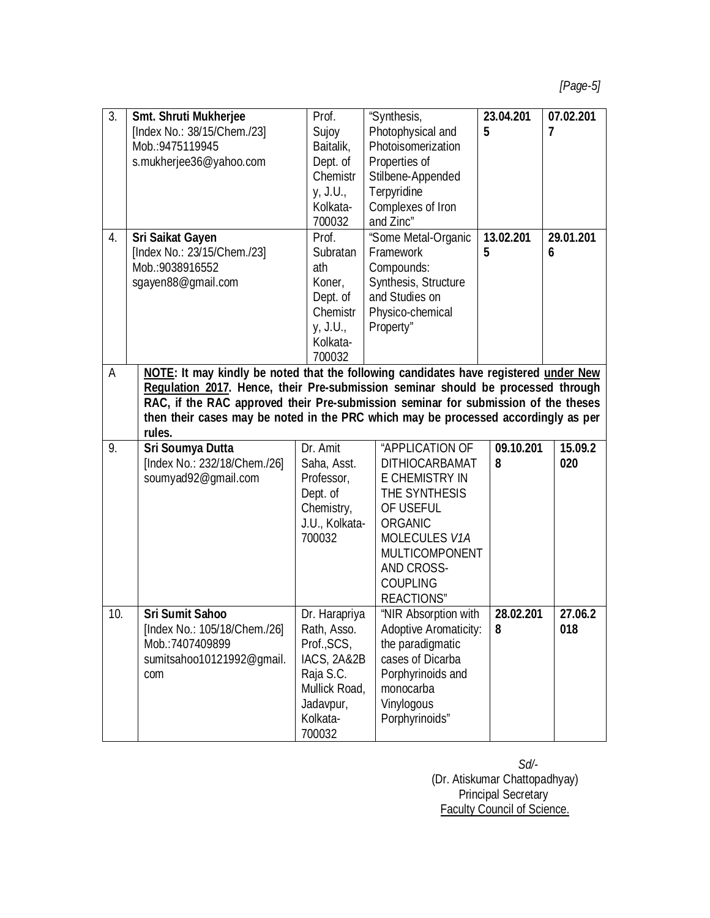| | | | | | |
|---|---|---|---|---|---|
| 3. | **Smt. Shruti Mukherjee** [Index No.: 38/15/Chem./23] Mob.:9475119945 s.mukherjee36@yahoo.com | Prof. Sujoy Baitalik, Dept. of Chemistry, J.U., Kolkata-700032 | "Synthesis, Photophysical and Photoisomerization Properties of Stilbene-Appended Terpyridine Complexes of Iron and Zinc" | **23.04.2015** | **07.02.2017** |
| 4. | **Sri Saikat Gayen** [Index No.: 23/15/Chem./23] Mob.:9038916552 sgayen88@gmail.com | Prof. Subratanath Koner, Dept. of Chemistry, J.U., Kolkata-700032 | "Some Metal-Organic Framework Compounds: Synthesis, Structure and Studies on Physico-chemical Property" | **13.02.2015** | **29.01.2016** |
| A | **<u>NOTE</u>: It may kindly be noted that the following candidates have registered <u>under New Regulation 2017</u>. Hence, their Pre-submission seminar should be processed through RAC, if the RAC approved their Pre-submission seminar for submission of the theses then their cases may be noted in the PRC which may be processed accordingly as per rules.** | | | | |
| 9. | **Sri Soumya Dutta** [Index No.: 232/18/Chem./26] soumyad92@gmail.com | Dr. Amit Saha, Asst. Professor, Dept. of Chemistry, J.U., Kolkata-700032 | "APPLICATION OF DITHIOCARBAMATE CHEMISTRY IN THE SYNTHESIS OF USEFUL ORGANIC MOLECULES *V1A* MULTICOMPONENT AND CROSS-COUPLING REACTIONS" | **09.10.2018** | **15.09.2020** |
| 10. | **Sri Sumit Sahoo** [Index No.: 105/18/Chem./26] Mob.:7407409899 sumitsahoo10121992@gmail.com | Dr. Harapriya Rath, Asso. Prof.,SCS, IACS, 2A&2B Raja S.C. Mullick Road, Jadavpur, Kolkata-700032 | "NIR Absorption with Adoptive Aromaticity: the paradigmatic cases of Dicarba Porphyrinoids and monocarba Vinylogous Porphyrinoids" | **28.02.2018** | **27.06.2018** |

*Sd/-*
(Dr. Atiskumar Chattopadhyay)
Principal Secretary
<u>Faculty Council of Science.</u>